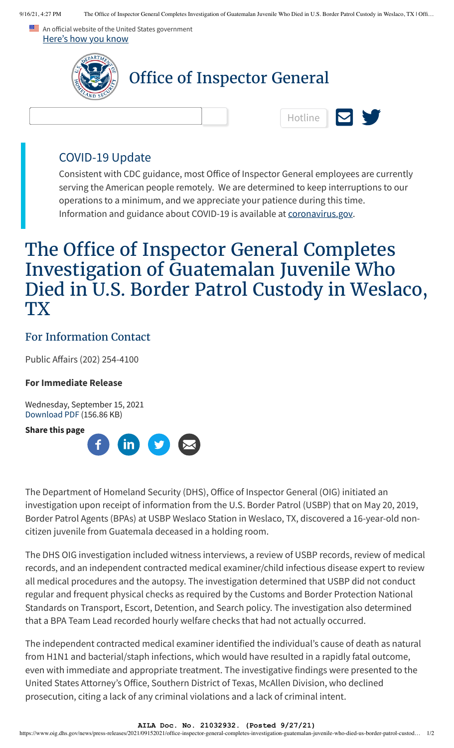An official website of the United States government
Here's how you know

# Office of Inspector General

Hotline

## COVID-19 Update

Consistent with CDC guidance, most Office of Inspector General employees are currently serving the American people remotely. We are determined to keep interruptions to our operations to a minimum, and we appreciate your patience during this time. Information and guidance about COVID-19 is available at coronavirus.gov.

# The Office of Inspector General Completes Investigation of Guatemalan Juvenile Who Died in U.S. Border Patrol Custody in Weslaco, TX

## For Information Contact

Public Affairs (202) 254-4100

**For Immediate Release**

Wednesday, September 15, 2021
Download PDF (156.86 KB)

**Share this page**

The Department of Homeland Security (DHS), Office of Inspector General (OIG) initiated an investigation upon receipt of information from the U.S. Border Patrol (USBP) that on May 20, 2019, Border Patrol Agents (BPAs) at USBP Weslaco Station in Weslaco, TX, discovered a 16-year-old non-citizen juvenile from Guatemala deceased in a holding room.

The DHS OIG investigation included witness interviews, a review of USBP records, review of medical records, and an independent contracted medical examiner/child infectious disease expert to review all medical procedures and the autopsy. The investigation determined that USBP did not conduct regular and frequent physical checks as required by the Customs and Border Protection National Standards on Transport, Escort, Detention, and Search policy. The investigation also determined that a BPA Team Lead recorded hourly welfare checks that had not actually occurred.

The independent contracted medical examiner identified the individual's cause of death as natural from H1N1 and bacterial/staph infections, which would have resulted in a rapidly fatal outcome, even with immediate and appropriate treatment. The investigative findings were presented to the United States Attorney's Office, Southern District of Texas, McAllen Division, who declined prosecution, citing a lack of any criminal violations and a lack of criminal intent.

AILA Doc. No. 21032932. (Posted 9/27/21)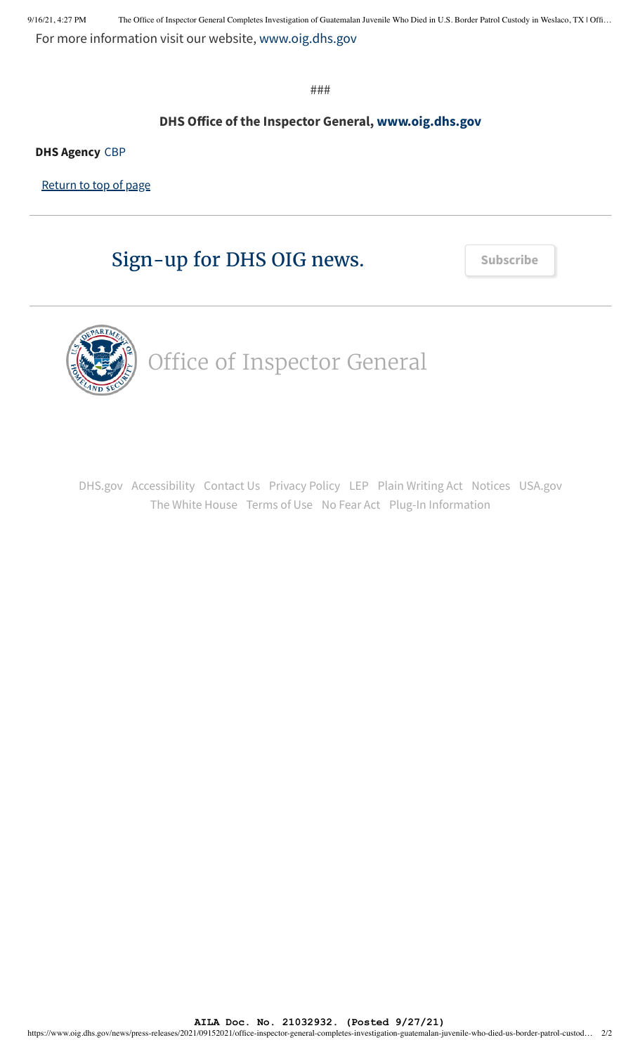For more information visit our website, www.oig.dhs.gov

###

**DHS Office of the Inspector General, www.oig.dhs.gov**

**DHS Agency** CBP

Return to top of page

Sign-up for DHS OIG news.

Subscribe

Office of Inspector General

DHS.gov Accessibility Contact Us Privacy Policy LEP Plain Writing Act Notices USA.gov
The White House Terms of Use No Fear Act Plug-In Information

**AILA Doc. No. 21032932. (Posted 9/27/21)**